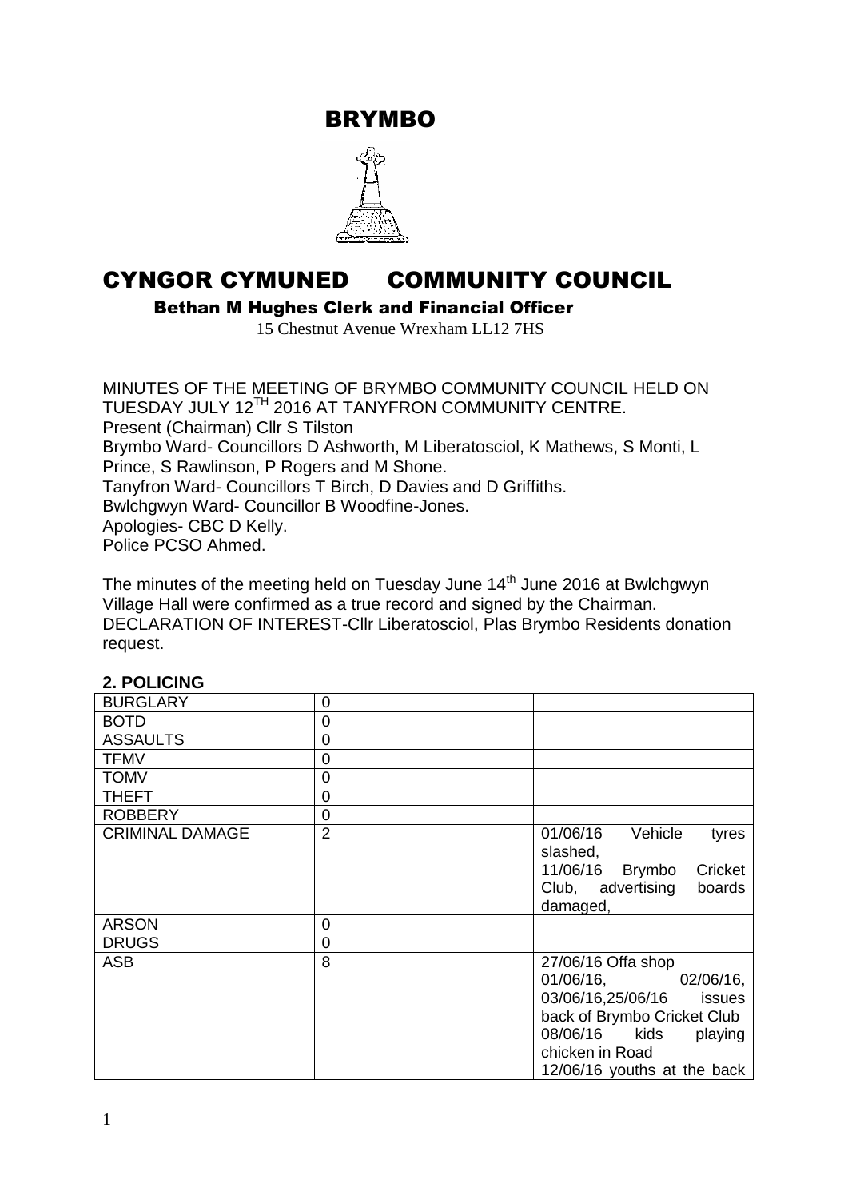# BRYMBO

# CYNGOR CYMUNED COMMUNITY COUNCIL

**Bethan M Hughes Clerk and Financial Officer**

15 Chestnut Avenue Wrexham LL12 7HS

MINUTES OF THE MEETING OF BRYMBO COMMUNITY COUNCIL HELD ON TUESDAY JULY 12TH 2016 AT TANYFRON COMMUNITY CENTRE.
Present (Chairman) Cllr S Tilston
Brymbo Ward- Councillors D Ashworth, M Liberatosciol, K Mathews, S Monti, L Prince, S Rawlinson, P Rogers and M Shone.
Tanyfron Ward- Councillors T Birch, D Davies and D Griffiths.
Bwlchgwyn Ward- Councillor B Woodfine-Jones.
Apologies- CBC D Kelly.
Police PCSO Ahmed.

The minutes of the meeting held on Tuesday June 14th June 2016 at Bwlchgwyn Village Hall were confirmed as a true record and signed by the Chairman.
DECLARATION OF INTEREST-Cllr Liberatosciol, Plas Brymbo Residents donation request.

**2. POLICING**

| | | |
|---|---|---|
| BURGLARY | 0 | |
| BOTD | 0 | |
| ASSAULTS | 0 | |
| TFMV | 0 | |
| TOMV | 0 | |
| THEFT | 0 | |
| ROBBERY | 0 | |
| CRIMINAL DAMAGE | 2 | 01/06/16 Vehicle tyres slashed, 11/06/16 Brymbo Cricket Club, advertising boards damaged, |
| ARSON | 0 | |
| DRUGS | 0 | |
| ASB | 8 | 27/06/16 Offa shop 01/06/16, 02/06/16, 03/06/16,25/06/16 issues back of Brymbo Cricket Club 08/06/16 kids playing chicken in Road 12/06/16 youths at the back |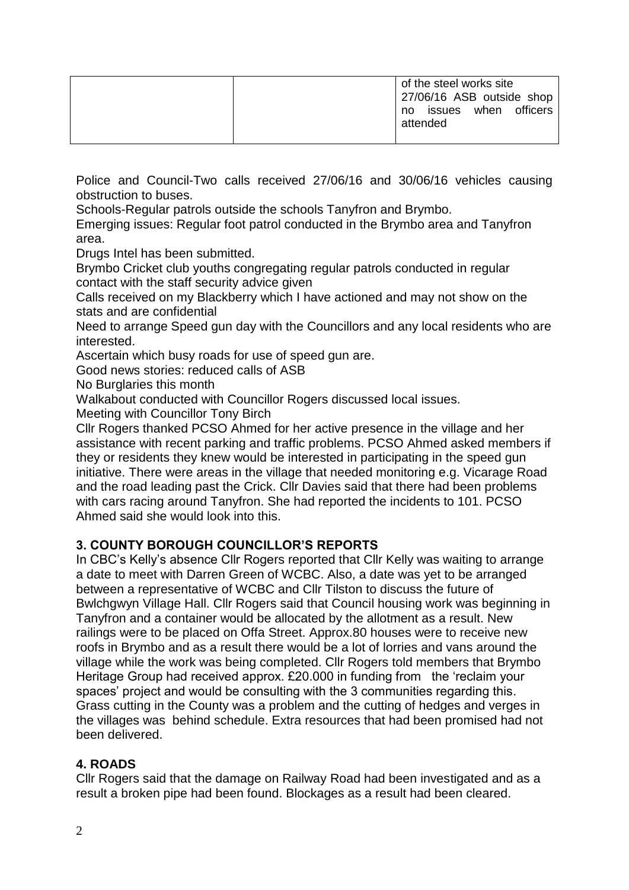|  |  | of the steel works site 27/06/16 ASB outside shop no issues when officers attended |
|---|---|---|

Police and Council-Two calls received 27/06/16 and 30/06/16 vehicles causing obstruction to buses.

Schools-Regular patrols outside the schools Tanyfron and Brymbo.

Emerging issues: Regular foot patrol conducted in the Brymbo area and Tanyfron area.

Drugs Intel has been submitted.

Brymbo Cricket club youths congregating regular patrols conducted in regular contact with the staff security advice given

Calls received on my Blackberry which I have actioned and may not show on the stats and are confidential

Need to arrange Speed gun day with the Councillors and any local residents who are interested.

Ascertain which busy roads for use of speed gun are.

Good news stories: reduced calls of ASB

No Burglaries this month

Walkabout conducted with Councillor Rogers discussed local issues.

Meeting with Councillor Tony Birch

Cllr Rogers thanked PCSO Ahmed for her active presence in the village and her assistance with recent parking and traffic problems. PCSO Ahmed asked members if they or residents they knew would be interested in participating in the speed gun initiative. There were areas in the village that needed monitoring e.g. Vicarage Road and the road leading past the Crick. Cllr Davies said that there had been problems with cars racing around Tanyfron. She had reported the incidents to 101. PCSO Ahmed said she would look into this.

## 3. COUNTY BOROUGH COUNCILLOR'S REPORTS

In CBC's Kelly's absence Cllr Rogers reported that Cllr Kelly was waiting to arrange a date to meet with Darren Green of WCBC. Also, a date was yet to be arranged between a representative of WCBC and Cllr Tilston to discuss the future of Bwlchgwyn Village Hall. Cllr Rogers said that Council housing work was beginning in Tanyfron and a container would be allocated by the allotment as a result. New railings were to be placed on Offa Street. Approx.80 houses were to receive new roofs in Brymbo and as a result there would be a lot of lorries and vans around the village while the work was being completed. Cllr Rogers told members that Brymbo Heritage Group had received approx. £20.000 in funding from the 'reclaim your spaces' project and would be consulting with the 3 communities regarding this. Grass cutting in the County was a problem and the cutting of hedges and verges in the villages was behind schedule. Extra resources that had been promised had not been delivered.

## 4. ROADS

Cllr Rogers said that the damage on Railway Road had been investigated and as a result a broken pipe had been found. Blockages as a result had been cleared.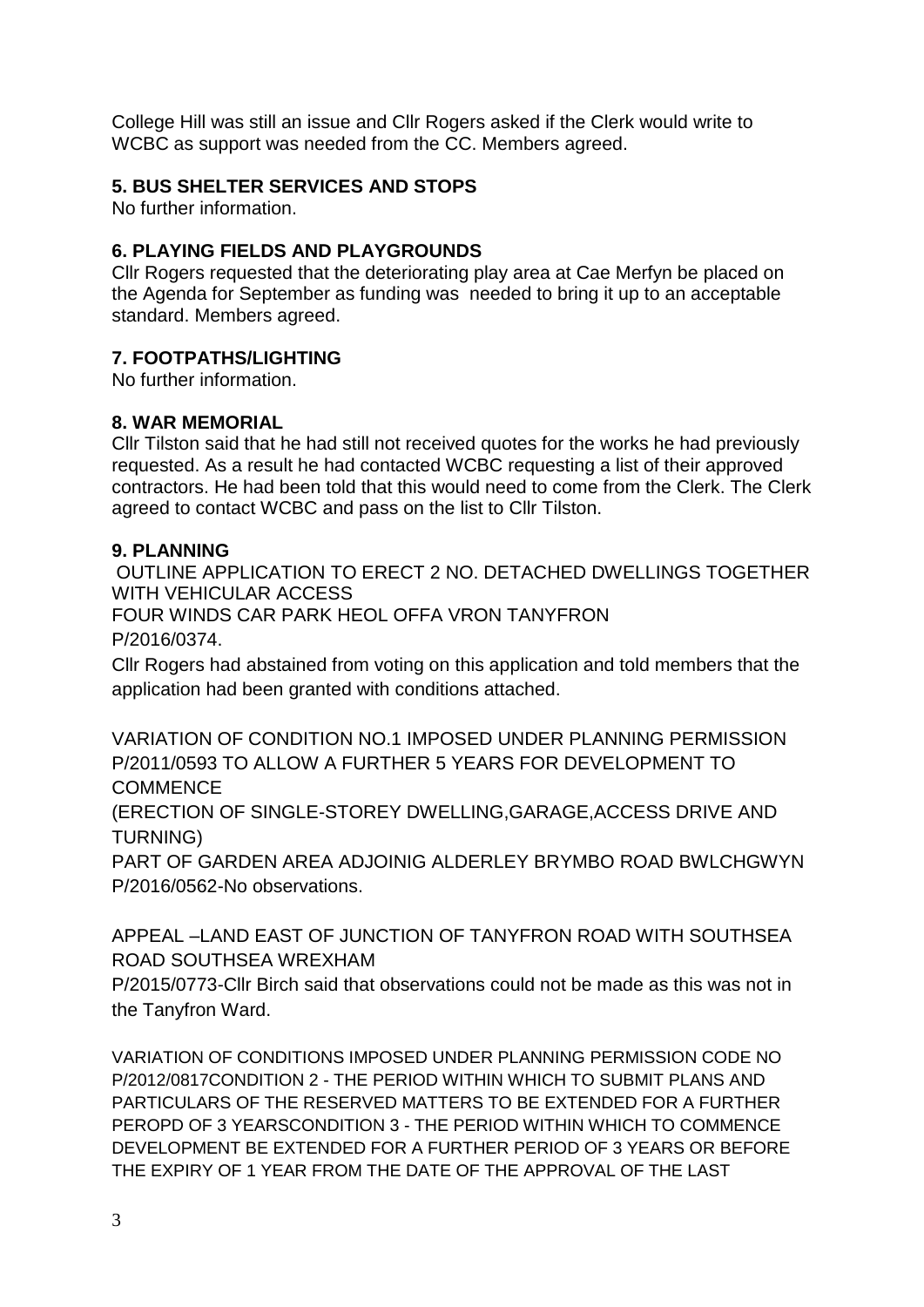College Hill was still an issue and Cllr Rogers asked if the Clerk would write to WCBC as support was needed from the CC. Members agreed.

**5. BUS SHELTER SERVICES AND STOPS**

No further information.

**6. PLAYING FIELDS AND PLAYGROUNDS**

Cllr Rogers requested that the deteriorating play area at Cae Merfyn be placed on the Agenda for September as funding was needed to bring it up to an acceptable standard. Members agreed.

**7. FOOTPATHS/LIGHTING**

No further information.

**8. WAR MEMORIAL**

Cllr Tilston said that he had still not received quotes for the works he had previously requested. As a result he had contacted WCBC requesting a list of their approved contractors. He had been told that this would need to come from the Clerk. The Clerk agreed to contact WCBC and pass on the list to Cllr Tilston.

**9. PLANNING**

OUTLINE APPLICATION TO ERECT 2 NO. DETACHED DWELLINGS TOGETHER WITH VEHICULAR ACCESS
FOUR WINDS CAR PARK HEOL OFFA VRON TANYFRON
P/2016/0374.

Cllr Rogers had abstained from voting on this application and told members that the application had been granted with conditions attached.

VARIATION OF CONDITION NO.1 IMPOSED UNDER PLANNING PERMISSION P/2011/0593 TO ALLOW A FURTHER 5 YEARS FOR DEVELOPMENT TO COMMENCE
(ERECTION OF SINGLE-STOREY DWELLING,GARAGE,ACCESS DRIVE AND TURNING)
PART OF GARDEN AREA ADJOINIG ALDERLEY BRYMBO ROAD BWLCHGWYN
P/2016/0562-No observations.

APPEAL –LAND EAST OF JUNCTION OF TANYFRON ROAD WITH SOUTHSEA ROAD SOUTHSEA WREXHAM
P/2015/0773-Cllr Birch said that observations could not be made as this was not in the Tanyfron Ward.

VARIATION OF CONDITIONS IMPOSED UNDER PLANNING PERMISSION CODE NO P/2012/0817CONDITION 2 - THE PERIOD WITHIN WHICH TO SUBMIT PLANS AND PARTICULARS OF THE RESERVED MATTERS TO BE EXTENDED FOR A FURTHER PEROPD OF 3 YEARSCONDITION 3 - THE PERIOD WITHIN WHICH TO COMMENCE DEVELOPMENT BE EXTENDED FOR A FURTHER PERIOD OF 3 YEARS OR BEFORE THE EXPIRY OF 1 YEAR FROM THE DATE OF THE APPROVAL OF THE LAST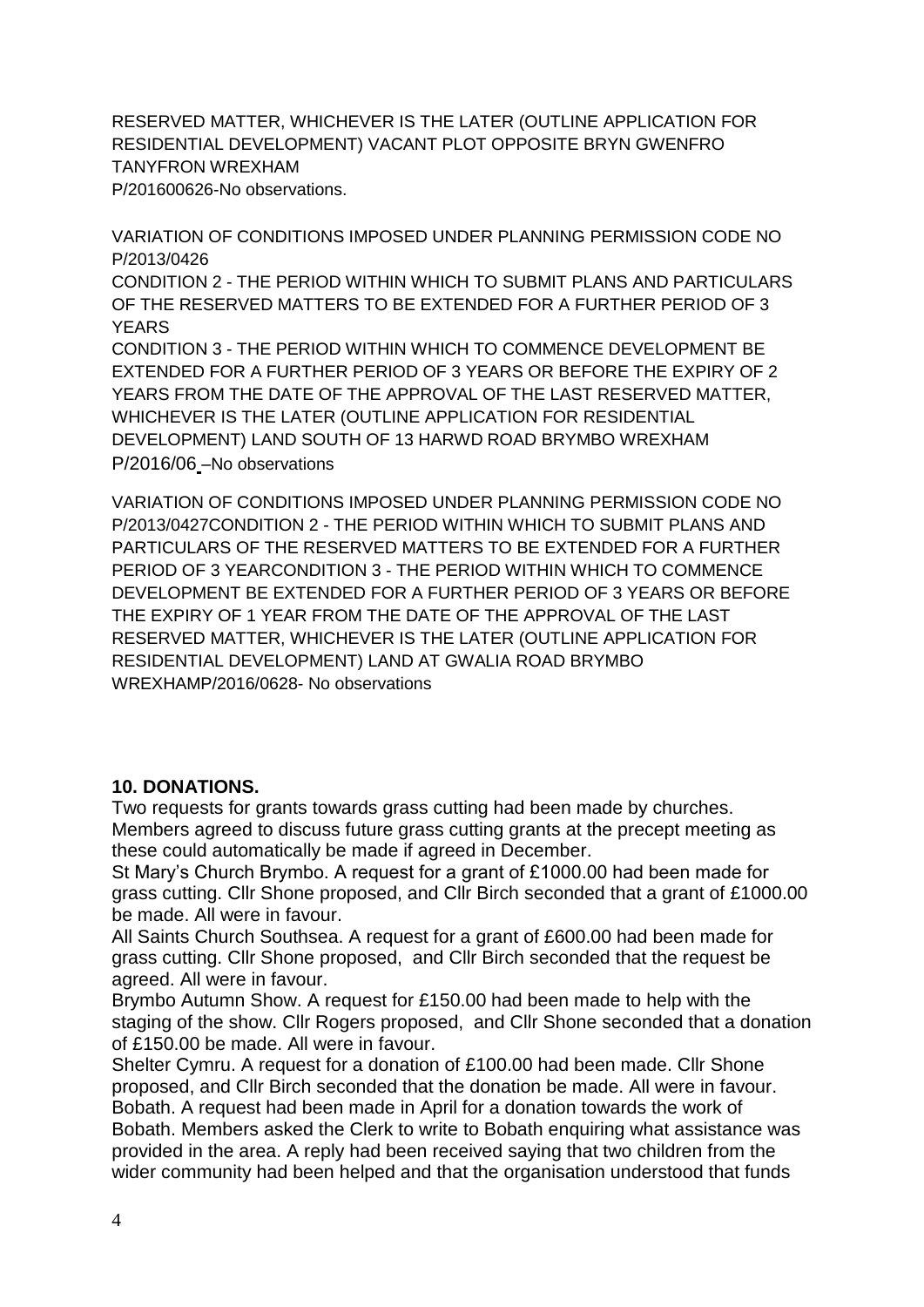RESERVED MATTER, WHICHEVER IS THE LATER (OUTLINE APPLICATION FOR RESIDENTIAL DEVELOPMENT) VACANT PLOT OPPOSITE BRYN GWENFRO TANYFRON WREXHAM
P/201600626-No observations.

VARIATION OF CONDITIONS IMPOSED UNDER PLANNING PERMISSION CODE NO P/2013/0426
CONDITION 2 - THE PERIOD WITHIN WHICH TO SUBMIT PLANS AND PARTICULARS OF THE RESERVED MATTERS TO BE EXTENDED FOR A FURTHER PERIOD OF 3 YEARS
CONDITION 3 - THE PERIOD WITHIN WHICH TO COMMENCE DEVELOPMENT BE EXTENDED FOR A FURTHER PERIOD OF 3 YEARS OR BEFORE THE EXPIRY OF 2 YEARS FROM THE DATE OF THE APPROVAL OF THE LAST RESERVED MATTER, WHICHEVER IS THE LATER (OUTLINE APPLICATION FOR RESIDENTIAL DEVELOPMENT) LAND SOUTH OF 13 HARWD ROAD BRYMBO WREXHAM
P/2016/06 –No observations

VARIATION OF CONDITIONS IMPOSED UNDER PLANNING PERMISSION CODE NO P/2013/0427CONDITION 2 - THE PERIOD WITHIN WHICH TO SUBMIT PLANS AND PARTICULARS OF THE RESERVED MATTERS TO BE EXTENDED FOR A FURTHER PERIOD OF 3 YEARCONDITION 3 - THE PERIOD WITHIN WHICH TO COMMENCE DEVELOPMENT BE EXTENDED FOR A FURTHER PERIOD OF 3 YEARS OR BEFORE THE EXPIRY OF 1 YEAR FROM THE DATE OF THE APPROVAL OF THE LAST RESERVED MATTER, WHICHEVER IS THE LATER (OUTLINE APPLICATION FOR RESIDENTIAL DEVELOPMENT) LAND AT GWALIA ROAD BRYMBO WREXHAMP/2016/0628- No observations

**10. DONATIONS.**

Two requests for grants towards grass cutting had been made by churches. Members agreed to discuss future grass cutting grants at the precept meeting as these could automatically be made if agreed in December.

St Mary's Church Brymbo. A request for a grant of £1000.00 had been made for grass cutting. Cllr Shone proposed, and Cllr Birch seconded that a grant of £1000.00 be made. All were in favour.

All Saints Church Southsea. A request for a grant of £600.00 had been made for grass cutting. Cllr Shone proposed, and Cllr Birch seconded that the request be agreed. All were in favour.

Brymbo Autumn Show. A request for £150.00 had been made to help with the staging of the show. Cllr Rogers proposed, and Cllr Shone seconded that a donation of £150.00 be made. All were in favour.

Shelter Cymru. A request for a donation of £100.00 had been made. Cllr Shone proposed, and Cllr Birch seconded that the donation be made. All were in favour.

Bobath. A request had been made in April for a donation towards the work of Bobath. Members asked the Clerk to write to Bobath enquiring what assistance was provided in the area. A reply had been received saying that two children from the wider community had been helped and that the organisation understood that funds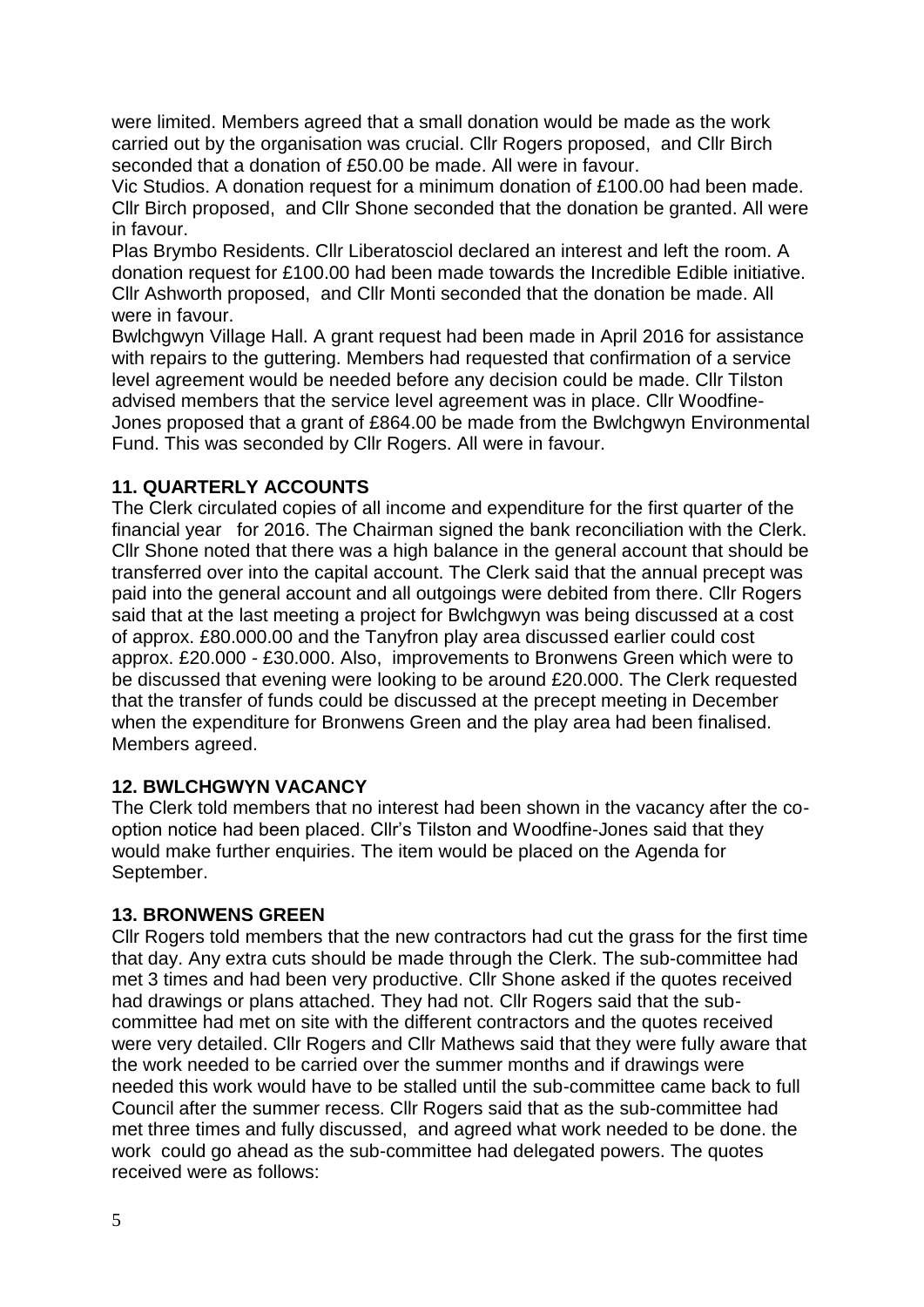were limited. Members agreed that a small donation would be made as the work carried out by the organisation was crucial. Cllr Rogers proposed, and Cllr Birch seconded that a donation of £50.00 be made. All were in favour.

Vic Studios. A donation request for a minimum donation of £100.00 had been made. Cllr Birch proposed, and Cllr Shone seconded that the donation be granted. All were in favour.

Plas Brymbo Residents. Cllr Liberatosciol declared an interest and left the room. A donation request for £100.00 had been made towards the Incredible Edible initiative. Cllr Ashworth proposed, and Cllr Monti seconded that the donation be made. All were in favour.

Bwlchgwyn Village Hall. A grant request had been made in April 2016 for assistance with repairs to the guttering. Members had requested that confirmation of a service level agreement would be needed before any decision could be made. Cllr Tilston advised members that the service level agreement was in place. Cllr Woodfine-Jones proposed that a grant of £864.00 be made from the Bwlchgwyn Environmental Fund. This was seconded by Cllr Rogers. All were in favour.

## 11. QUARTERLY ACCOUNTS

The Clerk circulated copies of all income and expenditure for the first quarter of the financial year for 2016. The Chairman signed the bank reconciliation with the Clerk. Cllr Shone noted that there was a high balance in the general account that should be transferred over into the capital account. The Clerk said that the annual precept was paid into the general account and all outgoings were debited from there. Cllr Rogers said that at the last meeting a project for Bwlchgwyn was being discussed at a cost of approx. £80.000.00 and the Tanyfron play area discussed earlier could cost approx. £20.000 - £30.000. Also, improvements to Bronwens Green which were to be discussed that evening were looking to be around £20.000. The Clerk requested that the transfer of funds could be discussed at the precept meeting in December when the expenditure for Bronwens Green and the play area had been finalised. Members agreed.

## 12. BWLCHGWYN VACANCY

The Clerk told members that no interest had been shown in the vacancy after the co-option notice had been placed. Cllr's Tilston and Woodfine-Jones said that they would make further enquiries. The item would be placed on the Agenda for September.

## 13. BRONWENS GREEN

Cllr Rogers told members that the new contractors had cut the grass for the first time that day. Any extra cuts should be made through the Clerk. The sub-committee had met 3 times and had been very productive. Cllr Shone asked if the quotes received had drawings or plans attached. They had not. Cllr Rogers said that the sub-committee had met on site with the different contractors and the quotes received were very detailed. Cllr Rogers and Cllr Mathews said that they were fully aware that the work needed to be carried over the summer months and if drawings were needed this work would have to be stalled until the sub-committee came back to full Council after the summer recess. Cllr Rogers said that as the sub-committee had met three times and fully discussed, and agreed what work needed to be done. the work could go ahead as the sub-committee had delegated powers. The quotes received were as follows: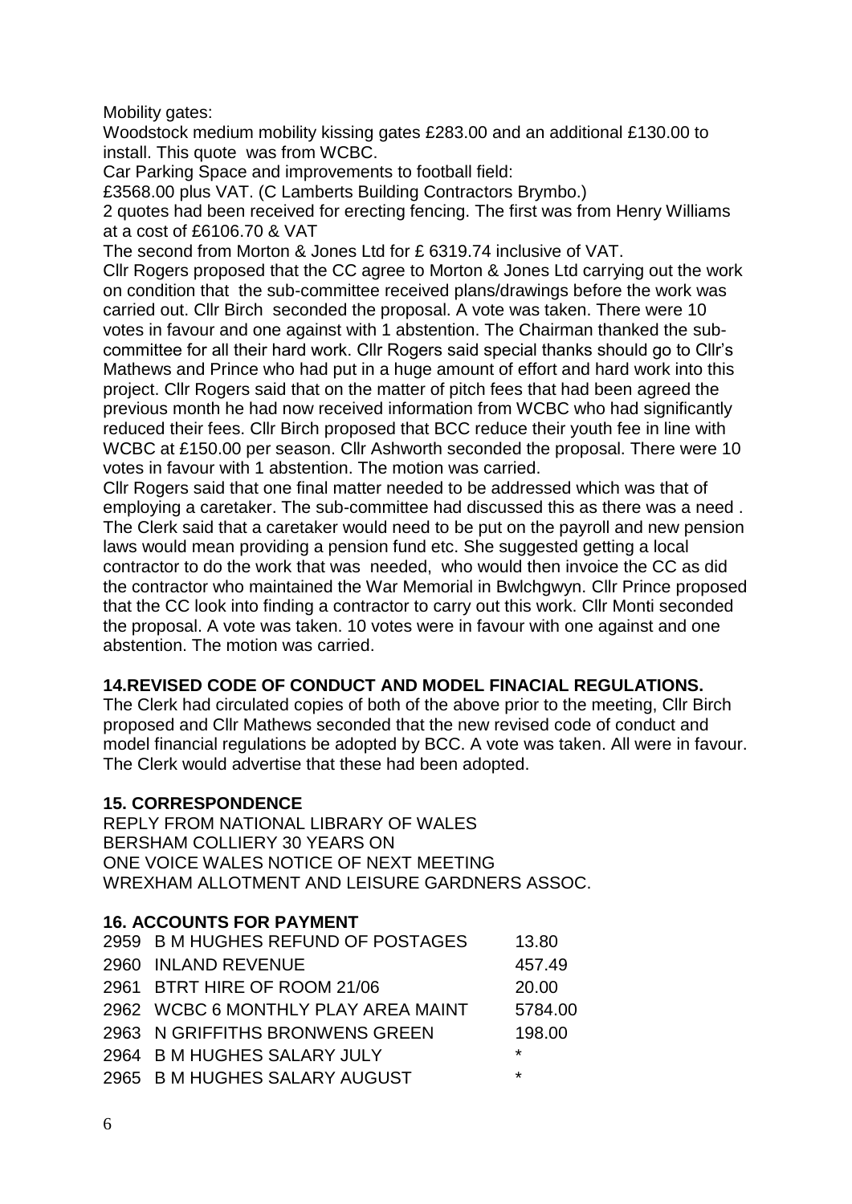Mobility gates:
Woodstock medium mobility kissing gates £283.00 and an additional £130.00 to install. This quote was from WCBC.
Car Parking Space and improvements to football field:
£3568.00 plus VAT. (C Lamberts Building Contractors Brymbo.)
2 quotes had been received for erecting fencing. The first was from Henry Williams at a cost of £6106.70 & VAT
The second from Morton & Jones Ltd for £ 6319.74 inclusive of VAT.
Cllr Rogers proposed that the CC agree to Morton & Jones Ltd carrying out the work on condition that the sub-committee received plans/drawings before the work was carried out. Cllr Birch seconded the proposal. A vote was taken. There were 10 votes in favour and one against with 1 abstention. The Chairman thanked the sub-committee for all their hard work. Cllr Rogers said special thanks should go to Cllr's Mathews and Prince who had put in a huge amount of effort and hard work into this project. Cllr Rogers said that on the matter of pitch fees that had been agreed the previous month he had now received information from WCBC who had significantly reduced their fees. Cllr Birch proposed that BCC reduce their youth fee in line with WCBC at £150.00 per season. Cllr Ashworth seconded the proposal. There were 10 votes in favour with 1 abstention. The motion was carried.
Cllr Rogers said that one final matter needed to be addressed which was that of employing a caretaker. The sub-committee had discussed this as there was a need . The Clerk said that a caretaker would need to be put on the payroll and new pension laws would mean providing a pension fund etc. She suggested getting a local contractor to do the work that was needed, who would then invoice the CC as did the contractor who maintained the War Memorial in Bwlchgwyn. Cllr Prince proposed that the CC look into finding a contractor to carry out this work. Cllr Monti seconded the proposal. A vote was taken. 10 votes were in favour with one against and one abstention. The motion was carried.

**14.REVISED CODE OF CONDUCT AND MODEL FINACIAL REGULATIONS.**

The Clerk had circulated copies of both of the above prior to the meeting, Cllr Birch proposed and Cllr Mathews seconded that the new revised code of conduct and model financial regulations be adopted by BCC. A vote was taken. All were in favour. The Clerk would advertise that these had been adopted.

**15. CORRESPONDENCE**

REPLY FROM NATIONAL LIBRARY OF WALES
BERSHAM COLLIERY 30 YEARS ON
ONE VOICE WALES NOTICE OF NEXT MEETING
WREXHAM ALLOTMENT AND LEISURE GARDNERS ASSOC.

**16. ACCOUNTS FOR PAYMENT**

| | | |
|---|---|---|
| 2959 | B M HUGHES REFUND OF POSTAGES | 13.80 |
| 2960 | INLAND REVENUE | 457.49 |
| 2961 | BTRT HIRE OF ROOM 21/06 | 20.00 |
| 2962 | WCBC 6 MONTHLY PLAY AREA MAINT | 5784.00 |
| 2963 | N GRIFFITHS BRONWENS GREEN | 198.00 |
| 2964 | B M HUGHES SALARY JULY | * |
| 2965 | B M HUGHES SALARY AUGUST | * |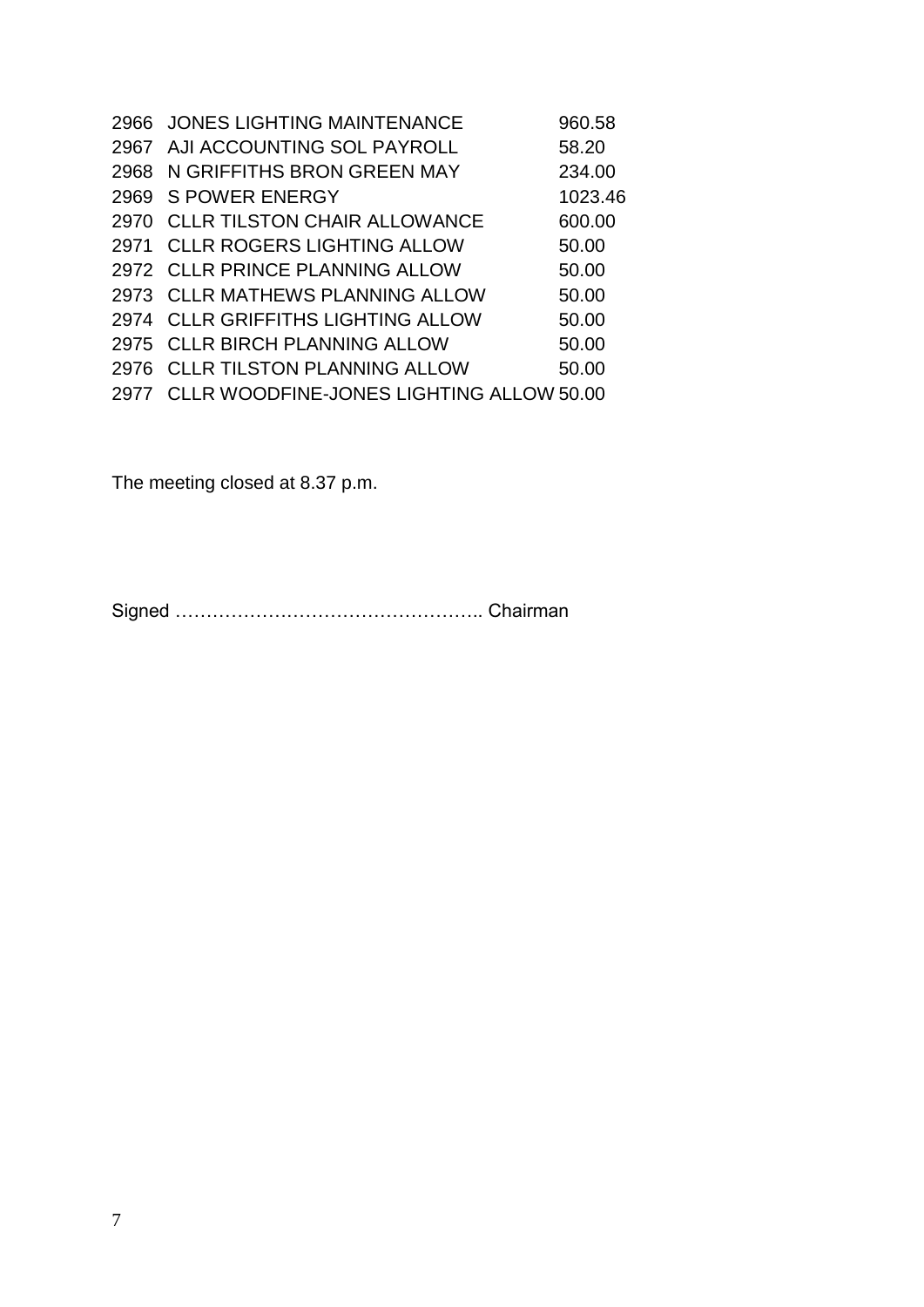| | | |
|---|---|---|
| 2966 | JONES LIGHTING MAINTENANCE | 960.58 |
| 2967 | AJI ACCOUNTING SOL PAYROLL | 58.20 |
| 2968 | N GRIFFITHS BRON GREEN MAY | 234.00 |
| 2969 | S POWER ENERGY | 1023.46 |
| 2970 | CLLR TILSTON CHAIR ALLOWANCE | 600.00 |
| 2971 | CLLR ROGERS LIGHTING ALLOW | 50.00 |
| 2972 | CLLR PRINCE PLANNING ALLOW | 50.00 |
| 2973 | CLLR MATHEWS PLANNING ALLOW | 50.00 |
| 2974 | CLLR GRIFFITHS LIGHTING ALLOW | 50.00 |
| 2975 | CLLR BIRCH PLANNING ALLOW | 50.00 |
| 2976 | CLLR TILSTON PLANNING ALLOW | 50.00 |
| 2977 | CLLR WOODFINE-JONES LIGHTING ALLOW | 50.00 |

The meeting closed at 8.37 p.m.

Signed ………………………………………….. Chairman